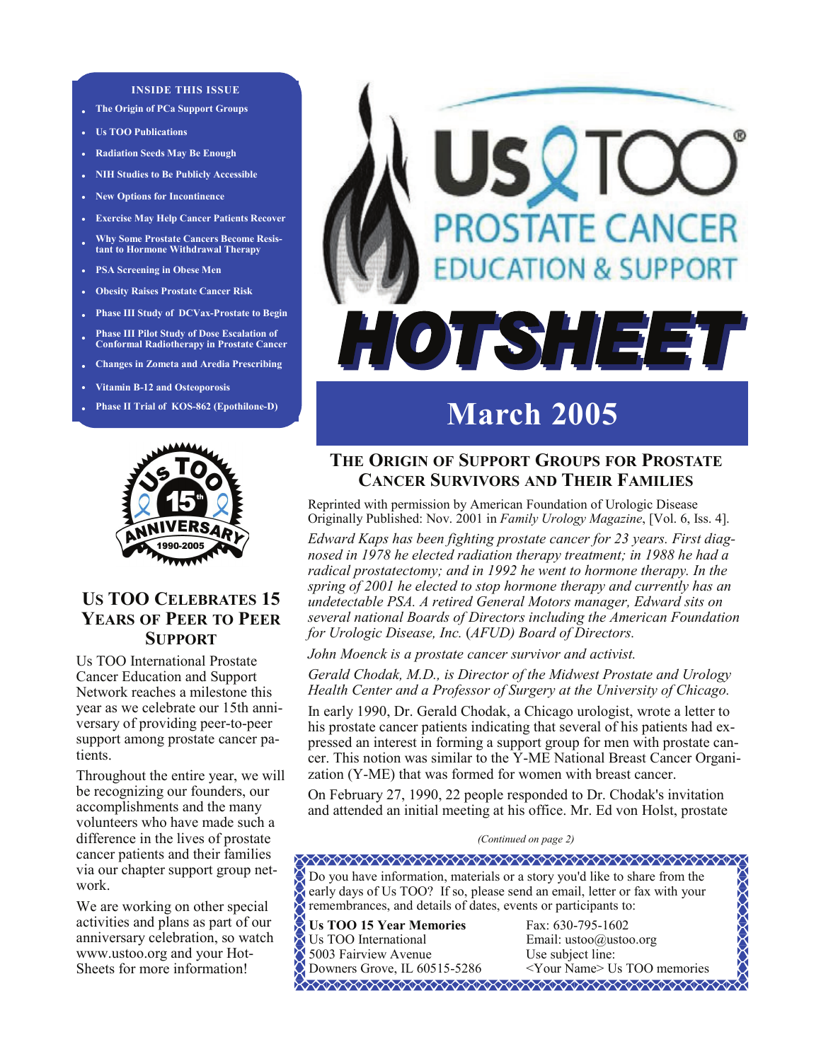**INSIDE THIS ISSUE**

- The Origin of PCa Support Groups
- Us TOO Publications
- Radiation Seeds May Be Enough
- NIH Studies to Be Publicly Accessible
- New Options for Incontinence
- Exercise May Help Cancer Patients Recover
- Why Some Prostate Cancers Become Resistant to Hormone Withdrawal Therapy
- PSA Screening in Obese Men
- Obesity Raises Prostate Cancer Risk
- Phase III Study of DCVax-Prostate to Begin
- Phase III Pilot Study of Dose Escalation of Conformal Radiotherapy in Prostate Cancer
- Changes in Zometa and Aredia Prescribing
- Vitamin B-12 and Osteoporosis
- Phase II Trial of KOS-862 (Epothilone-D)

# Us TOO PROSTATE CANCER EDUCATION & SUPPORT HOTSHEET

## March 2005

## Us TOO Celebrates 15 Years of Peer to Peer Support

Us TOO International Prostate Cancer Education and Support Network reaches a milestone this year as we celebrate our 15th anniversary of providing peer-to-peer support among prostate cancer patients.

Throughout the entire year, we will be recognizing our founders, our accomplishments and the many volunteers who have made such a difference in the lives of prostate cancer patients and their families via our chapter support group network.

We are working on other special activities and plans as part of our anniversary celebration, so watch www.ustoo.org and your HotSheets for more information!

## The Origin of Support Groups for Prostate Cancer Survivors and Their Families

Reprinted with permission by American Foundation of Urologic Disease Originally Published: Nov. 2001 in *Family Urology Magazine*, [Vol. 6, Iss. 4].

*Edward Kaps has been fighting prostate cancer for 23 years. First diagnosed in 1978 he elected radiation therapy treatment; in 1988 he had a radical prostatectomy; and in 1992 he went to hormone therapy. In the spring of 2001 he elected to stop hormone therapy and currently has an undetectable PSA. A retired General Motors manager, Edward sits on several national Boards of Directors including the American Foundation for Urologic Disease, Inc. (AFUD) Board of Directors.*

*John Moenck is a prostate cancer survivor and activist.*

*Gerald Chodak, M.D., is Director of the Midwest Prostate and Urology Health Center and a Professor of Surgery at the University of Chicago.*

In early 1990, Dr. Gerald Chodak, a Chicago urologist, wrote a letter to his prostate cancer patients indicating that several of his patients had expressed an interest in forming a support group for men with prostate cancer. This notion was similar to the Y-ME National Breast Cancer Organization (Y-ME) that was formed for women with breast cancer.

On February 27, 1990, 22 people responded to Dr. Chodak's invitation and attended an initial meeting at his office. Mr. Ed von Holst, prostate

*(Continued on page 2)*

Do you have information, materials or a story you'd like to share from the early days of Us TOO? If so, please send an email, letter or fax with your remembrances, and details of dates, events or participants to:

**Us TOO 15 Year Memories**
Us TOO International
5003 Fairview Avenue
Downers Grove, IL 60515-5286

Fax: 630-795-1602
Email: ustoo@ustoo.org
Use subject line:
<Your Name> Us TOO memories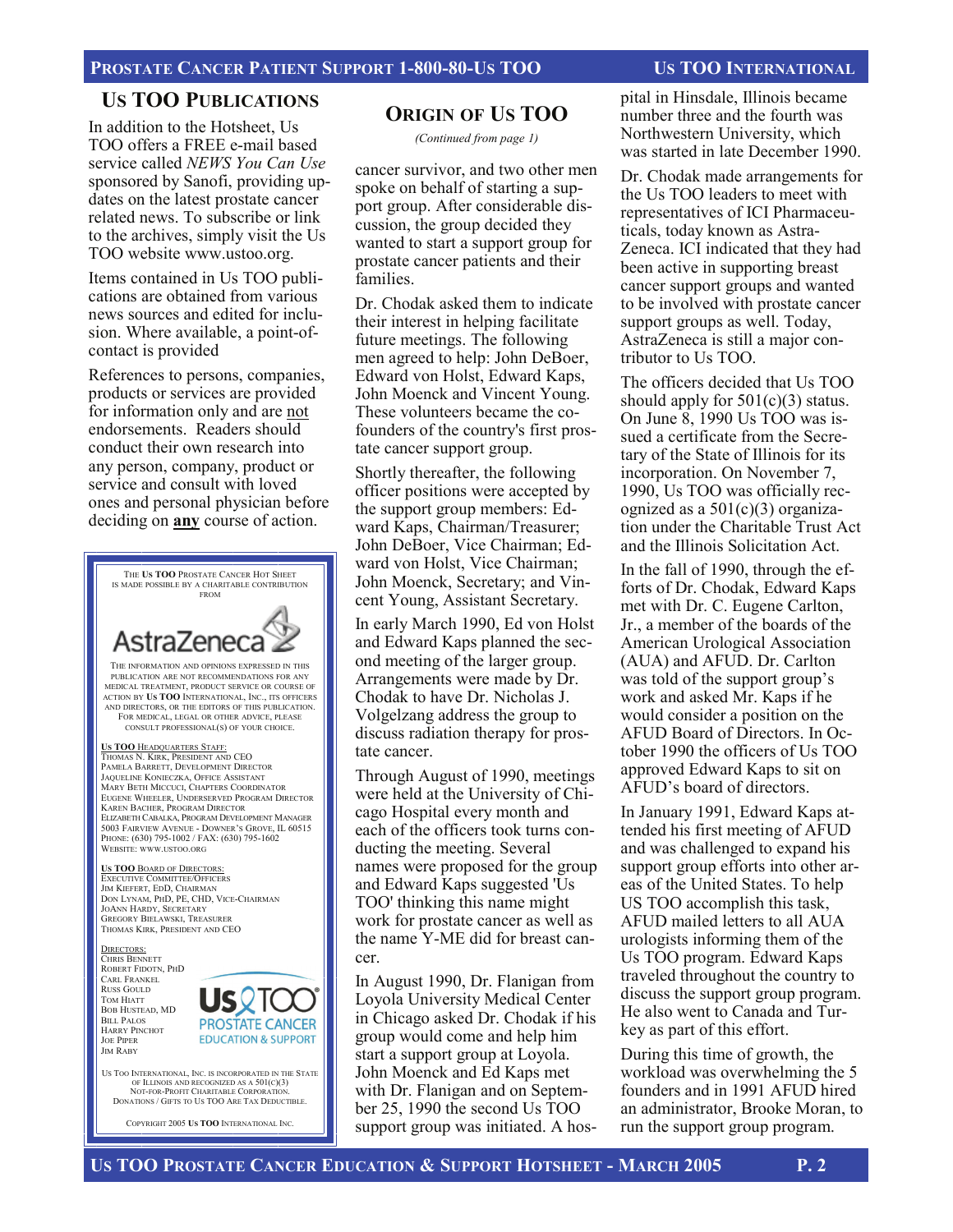## Us TOO Publications

In addition to the Hotsheet, Us TOO offers a FREE e-mail based service called *NEWS You Can Use* sponsored by Sanofi, providing updates on the latest prostate cancer related news. To subscribe or link to the archives, simply visit the Us TOO website www.ustoo.org.

Items contained in Us TOO publications are obtained from various news sources and edited for inclusion. Where available, a point-of-contact is provided

References to persons, companies, products or services are provided for information only and are not endorsements. Readers should conduct their own research into any person, company, product or service and consult with loved ones and personal physician before deciding on **any** course of action.

---

The **Us TOO** Prostate Cancer Hot Sheet is made possible by a charitable contribution from

AstraZeneca

The information and opinions expressed in this publication are not recommendations for any medical treatment, product service or course of action by **Us TOO** International, Inc., its officers and directors, or the editors of this publication. For medical, legal or other advice, please consult professional(s) of your choice.

**Us TOO Headquarters Staff:**
Thomas N. Kirk, President and CEO
Pamela Barrett, Development Director
Jaqueline Konieczka, Office Assistant
Mary Beth Miccuci, Chapters Coordinator
Eugene Wheeler, Underserved Program Director
Karen Bacher, Program Director
Elizabeth Cabalka, Program Development Manager
5003 Fairview Avenue - Downer's Grove, IL 60515
Phone: (630) 795-1002 / Fax: (630) 795-1602
Website: www.ustoo.org

**Us TOO Board of Directors:**
Executive Committee/Officers
Jim Kiefert, EdD, Chairman
Don Lynam, PhD, PE, CHD, Vice-Chairman
JoAnn Hardy, Secretary
Gregory Bielawski, Treasurer
Thomas Kirk, President and CEO

Directors:
Chris Bennett
Robert Fidotn, PhD
Carl Frankel
Russ Gould
Tom Hiatt
Bob Hustead, MD
Bill Palos
Harry Pinchot
Joe Piper
Jim Raby

Us TOO Prostate Cancer Education & Support

Us Too International, Inc. is incorporated in the State of Illinois and recognized as a 501(c)(3) Not-For-Profit Charitable Corporation. Donations / Gifts to Us TOO Are Tax Deductible.

Copyright 2005 **Us TOO** International Inc.

---

## Origin of Us TOO

*(Continued from page 1)*

cancer survivor, and two other men spoke on behalf of starting a support group. After considerable discussion, the group decided they wanted to start a support group for prostate cancer patients and their families.

Dr. Chodak asked them to indicate their interest in helping facilitate future meetings. The following men agreed to help: John DeBoer, Edward von Holst, Edward Kaps, John Moenck and Vincent Young. These volunteers became the co-founders of the country's first prostate cancer support group.

Shortly thereafter, the following officer positions were accepted by the support group members: Edward Kaps, Chairman/Treasurer; John DeBoer, Vice Chairman; Edward von Holst, Vice Chairman; John Moenck, Secretary; and Vincent Young, Assistant Secretary.

In early March 1990, Ed von Holst and Edward Kaps planned the second meeting of the larger group. Arrangements were made by Dr. Chodak to have Dr. Nicholas J. Volgelzang address the group to discuss radiation therapy for prostate cancer.

Through August of 1990, meetings were held at the University of Chicago Hospital every month and each of the officers took turns conducting the meeting. Several names were proposed for the group and Edward Kaps suggested 'Us TOO' thinking this name might work for prostate cancer as well as the name Y-ME did for breast cancer.

In August 1990, Dr. Flanigan from Loyola University Medical Center in Chicago asked Dr. Chodak if his group would come and help him start a support group at Loyola. John Moenck and Ed Kaps met with Dr. Flanigan and on September 25, 1990 the second Us TOO support group was initiated. A hospital in Hinsdale, Illinois became number three and the fourth was Northwestern University, which was started in late December 1990.

Dr. Chodak made arrangements for the Us TOO leaders to meet with representatives of ICI Pharmaceuticals, today known as AstraZeneca. ICI indicated that they had been active in supporting breast cancer support groups and wanted to be involved with prostate cancer support groups as well. Today, AstraZeneca is still a major contributor to Us TOO.

The officers decided that Us TOO should apply for 501(c)(3) status. On June 8, 1990 Us TOO was issued a certificate from the Secretary of the State of Illinois for its incorporation. On November 7, 1990, Us TOO was officially recognized as a 501(c)(3) organization under the Charitable Trust Act and the Illinois Solicitation Act.

In the fall of 1990, through the efforts of Dr. Chodak, Edward Kaps met with Dr. C. Eugene Carlton, Jr., a member of the boards of the American Urological Association (AUA) and AFUD. Dr. Carlton was told of the support group's work and asked Mr. Kaps if he would consider a position on the AFUD Board of Directors. In October 1990 the officers of Us TOO approved Edward Kaps to sit on AFUD's board of directors.

In January 1991, Edward Kaps attended his first meeting of AFUD and was challenged to expand his support group efforts into other areas of the United States. To help US TOO accomplish this task, AFUD mailed letters to all AUA urologists informing them of the Us TOO program. Edward Kaps traveled throughout the country to discuss the support group program. He also went to Canada and Turkey as part of this effort.

During this time of growth, the workload was overwhelming the 5 founders and in 1991 AFUD hired an administrator, Brooke Moran, to run the support group program.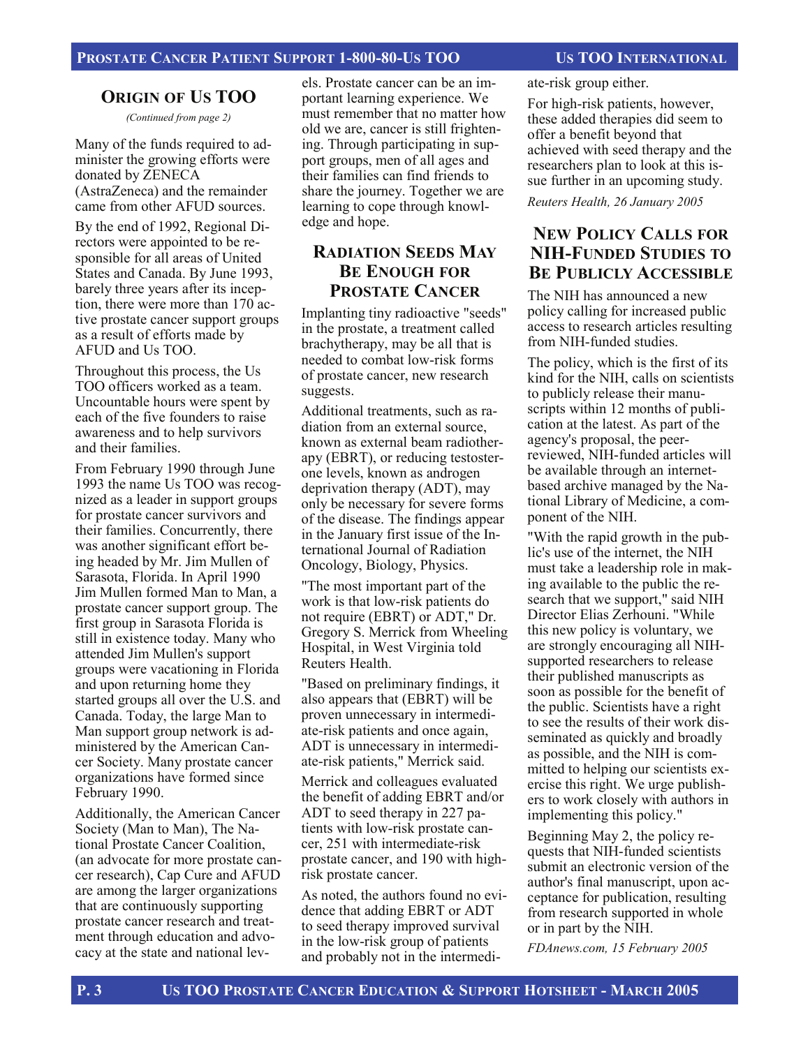## ORIGIN OF US TOO

*(Continued from page 2)*

Many of the funds required to administer the growing efforts were donated by ZENECA (AstraZeneca) and the remainder came from other AFUD sources.

By the end of 1992, Regional Directors were appointed to be responsible for all areas of United States and Canada. By June 1993, barely three years after its inception, there were more than 170 active prostate cancer support groups as a result of efforts made by AFUD and Us TOO.

Throughout this process, the Us TOO officers worked as a team. Uncountable hours were spent by each of the five founders to raise awareness and to help survivors and their families.

From February 1990 through June 1993 the name Us TOO was recognized as a leader in support groups for prostate cancer survivors and their families. Concurrently, there was another significant effort being headed by Mr. Jim Mullen of Sarasota, Florida. In April 1990 Jim Mullen formed Man to Man, a prostate cancer support group. The first group in Sarasota Florida is still in existence today. Many who attended Jim Mullen's support groups were vacationing in Florida and upon returning home they started groups all over the U.S. and Canada. Today, the large Man to Man support group network is administered by the American Cancer Society. Many prostate cancer organizations have formed since February 1990.

Additionally, the American Cancer Society (Man to Man), The National Prostate Cancer Coalition, (an advocate for more prostate cancer research), Cap Cure and AFUD are among the larger organizations that are continuously supporting prostate cancer research and treatment through education and advocacy at the state and national levels. Prostate cancer can be an important learning experience. We must remember that no matter how old we are, cancer is still frightening. Through participating in support groups, men of all ages and their families can find friends to share the journey. Together we are learning to cope through knowledge and hope.

## RADIATION SEEDS MAY BE ENOUGH FOR PROSTATE CANCER

Implanting tiny radioactive "seeds" in the prostate, a treatment called brachytherapy, may be all that is needed to combat low-risk forms of prostate cancer, new research suggests.

Additional treatments, such as radiation from an external source, known as external beam radiotherapy (EBRT), or reducing testosterone levels, known as androgen deprivation therapy (ADT), may only be necessary for severe forms of the disease. The findings appear in the January first issue of the International Journal of Radiation Oncology, Biology, Physics.

"The most important part of the work is that low-risk patients do not require (EBRT) or ADT," Dr. Gregory S. Merrick from Wheeling Hospital, in West Virginia told Reuters Health.

"Based on preliminary findings, it also appears that (EBRT) will be proven unnecessary in intermediate-risk patients and once again, ADT is unnecessary in intermediate-risk patients," Merrick said.

Merrick and colleagues evaluated the benefit of adding EBRT and/or ADT to seed therapy in 227 patients with low-risk prostate cancer, 251 with intermediate-risk prostate cancer, and 190 with high-risk prostate cancer.

As noted, the authors found no evidence that adding EBRT or ADT to seed therapy improved survival in the low-risk group of patients and probably not in the intermediate-risk group either.

For high-risk patients, however, these added therapies did seem to offer a benefit beyond that achieved with seed therapy and the researchers plan to look at this issue further in an upcoming study.

*Reuters Health, 26 January 2005*

## NEW POLICY CALLS FOR NIH-FUNDED STUDIES TO BE PUBLICLY ACCESSIBLE

The NIH has announced a new policy calling for increased public access to research articles resulting from NIH-funded studies.

The policy, which is the first of its kind for the NIH, calls on scientists to publicly release their manuscripts within 12 months of publication at the latest. As part of the agency's proposal, the peer-reviewed, NIH-funded articles will be available through an internet-based archive managed by the National Library of Medicine, a component of the NIH.

"With the rapid growth in the public's use of the internet, the NIH must take a leadership role in making available to the public the research that we support," said NIH Director Elias Zerhouni. "While this new policy is voluntary, we are strongly encouraging all NIH-supported researchers to release their published manuscripts as soon as possible for the benefit of the public. Scientists have a right to see the results of their work disseminated as quickly and broadly as possible, and the NIH is committed to helping our scientists exercise this right. We urge publishers to work closely with authors in implementing this policy."

Beginning May 2, the policy requests that NIH-funded scientists submit an electronic version of the author's final manuscript, upon acceptance for publication, resulting from research supported in whole or in part by the NIH.

*FDAnews.com, 15 February 2005*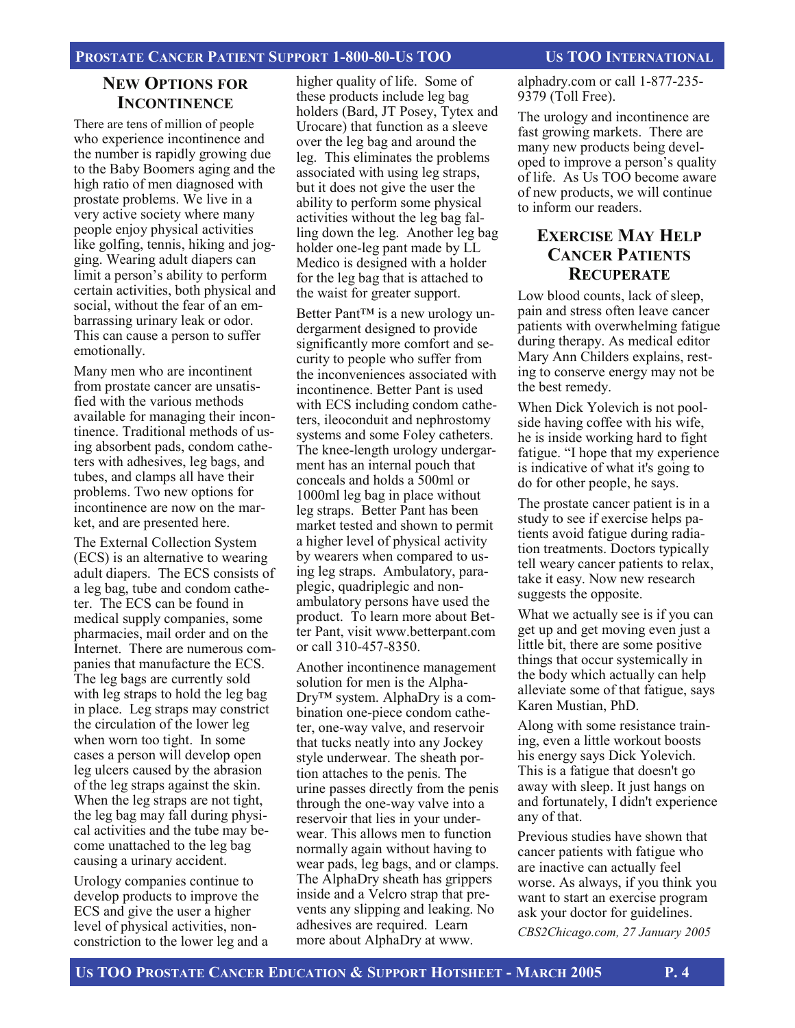## New Options for Incontinence

There are tens of million of people who experience incontinence and the number is rapidly growing due to the Baby Boomers aging and the high ratio of men diagnosed with prostate problems. We live in a very active society where many people enjoy physical activities like golfing, tennis, hiking and jogging. Wearing adult diapers can limit a person's ability to perform certain activities, both physical and social, without the fear of an embarrassing urinary leak or odor. This can cause a person to suffer emotionally.

Many men who are incontinent from prostate cancer are unsatisfied with the various methods available for managing their incontinence. Traditional methods of using absorbent pads, condom catheters with adhesives, leg bags, and tubes, and clamps all have their problems. Two new options for incontinence are now on the market, and are presented here.

The External Collection System (ECS) is an alternative to wearing adult diapers. The ECS consists of a leg bag, tube and condom catheter. The ECS can be found in medical supply companies, some pharmacies, mail order and on the Internet. There are numerous companies that manufacture the ECS. The leg bags are currently sold with leg straps to hold the leg bag in place. Leg straps may constrict the circulation of the lower leg when worn too tight. In some cases a person will develop open leg ulcers caused by the abrasion of the leg straps against the skin. When the leg straps are not tight, the leg bag may fall during physical activities and the tube may become unattached to the leg bag causing a urinary accident.

Urology companies continue to develop products to improve the ECS and give the user a higher level of physical activities, non-constriction to the lower leg and a higher quality of life. Some of these products include leg bag holders (Bard, JT Posey, Tytex and Urocare) that function as a sleeve over the leg bag and around the leg. This eliminates the problems associated with using leg straps, but it does not give the user the ability to perform some physical activities without the leg bag falling down the leg. Another leg bag holder one-leg pant made by LL Medico is designed with a holder for the leg bag that is attached to the waist for greater support.

Better Pant™ is a new urology undergarment designed to provide significantly more comfort and security to people who suffer from the inconveniences associated with incontinence. Better Pant is used with ECS including condom catheters, ileoconduit and nephrostomy systems and some Foley catheters. The knee-length urology undergarment has an internal pouch that conceals and holds a 500ml or 1000ml leg bag in place without leg straps. Better Pant has been market tested and shown to permit a higher level of physical activity by wearers when compared to using leg straps. Ambulatory, paraplegic, quadriplegic and non-ambulatory persons have used the product. To learn more about Better Pant, visit www.betterpant.com or call 310-457-8350.

Another incontinence management solution for men is the Alpha-Dry™ system. AlphaDry is a combination one-piece condom catheter, one-way valve, and reservoir that tucks neatly into any Jockey style underwear. The sheath portion attaches to the penis. The urine passes directly from the penis through the one-way valve into a reservoir that lies in your underwear. This allows men to function normally again without having to wear pads, leg bags, and or clamps. The AlphaDry sheath has grippers inside and a Velcro strap that prevents any slipping and leaking. No adhesives are required. Learn more about AlphaDry at www.alphadry.com or call 1-877-235-9379 (Toll Free).

The urology and incontinence are fast growing markets. There are many new products being developed to improve a person's quality of life. As Us TOO become aware of new products, we will continue to inform our readers.

## Exercise May Help Cancer Patients Recuperate

Low blood counts, lack of sleep, pain and stress often leave cancer patients with overwhelming fatigue during therapy. As medical editor Mary Ann Childers explains, resting to conserve energy may not be the best remedy.

When Dick Yolevich is not poolside having coffee with his wife, he is inside working hard to fight fatigue. "I hope that my experience is indicative of what it's going to do for other people, he says.

The prostate cancer patient is in a study to see if exercise helps patients avoid fatigue during radiation treatments. Doctors typically tell weary cancer patients to relax, take it easy. Now new research suggests the opposite.

What we actually see is if you can get up and get moving even just a little bit, there are some positive things that occur systemically in the body which actually can help alleviate some of that fatigue, says Karen Mustian, PhD.

Along with some resistance training, even a little workout boosts his energy says Dick Yolevich. This is a fatigue that doesn't go away with sleep. It just hangs on and fortunately, I didn't experience any of that.

Previous studies have shown that cancer patients with fatigue who are inactive can actually feel worse. As always, if you think you want to start an exercise program ask your doctor for guidelines.

*CBS2Chicago.com, 27 January 2005*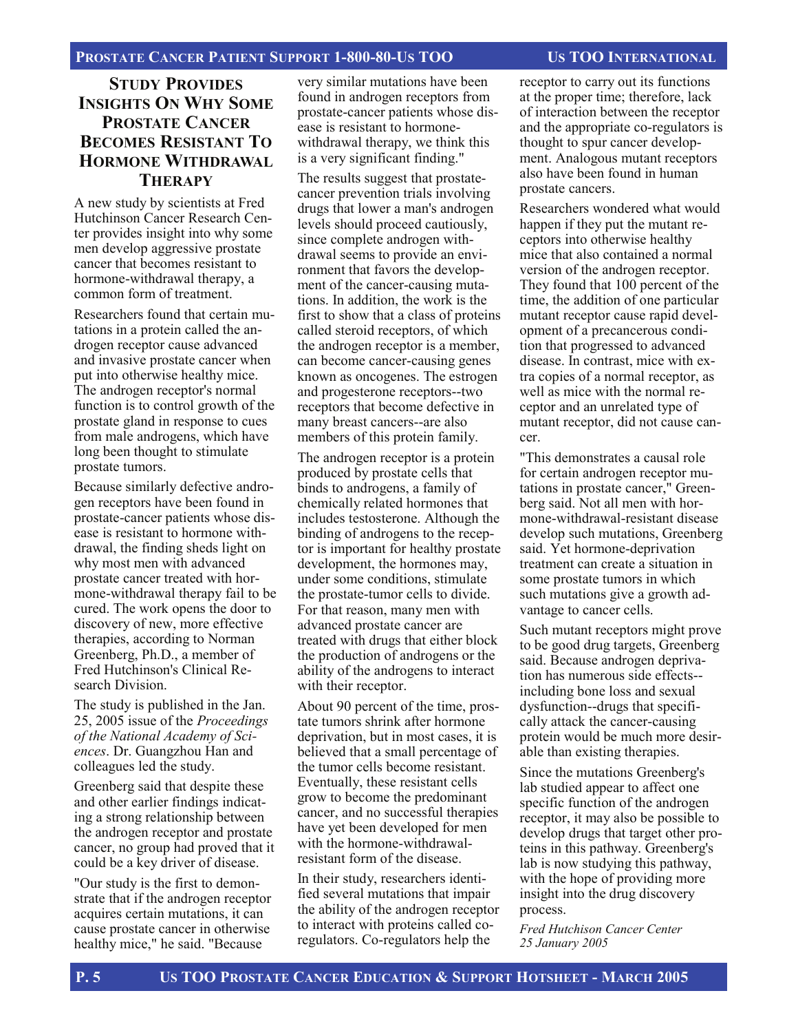## Study Provides Insights On Why Some Prostate Cancer Becomes Resistant To Hormone Withdrawal Therapy

A new study by scientists at Fred Hutchinson Cancer Research Center provides insight into why some men develop aggressive prostate cancer that becomes resistant to hormone-withdrawal therapy, a common form of treatment.

Researchers found that certain mutations in a protein called the androgen receptor cause advanced and invasive prostate cancer when put into otherwise healthy mice. The androgen receptor's normal function is to control growth of the prostate gland in response to cues from male androgens, which have long been thought to stimulate prostate tumors.

Because similarly defective androgen receptors have been found in prostate-cancer patients whose disease is resistant to hormone withdrawal, the finding sheds light on why most men with advanced prostate cancer treated with hormone-withdrawal therapy fail to be cured. The work opens the door to discovery of new, more effective therapies, according to Norman Greenberg, Ph.D., a member of Fred Hutchinson's Clinical Research Division.

The study is published in the Jan. 25, 2005 issue of the *Proceedings of the National Academy of Sciences*. Dr. Guangzhou Han and colleagues led the study.

Greenberg said that despite these and other earlier findings indicating a strong relationship between the androgen receptor and prostate cancer, no group had proved that it could be a key driver of disease.

"Our study is the first to demonstrate that if the androgen receptor acquires certain mutations, it can cause prostate cancer in otherwise healthy mice," he said. "Because very similar mutations have been found in androgen receptors from prostate-cancer patients whose disease is resistant to hormone-withdrawal therapy, we think this is a very significant finding."

The results suggest that prostate-cancer prevention trials involving drugs that lower a man's androgen levels should proceed cautiously, since complete androgen withdrawal seems to provide an environment that favors the development of the cancer-causing mutations. In addition, the work is the first to show that a class of proteins called steroid receptors, of which the androgen receptor is a member, can become cancer-causing genes known as oncogenes. The estrogen and progesterone receptors--two receptors that become defective in many breast cancers--are also members of this protein family.

The androgen receptor is a protein produced by prostate cells that binds to androgens, a family of chemically related hormones that includes testosterone. Although the binding of androgens to the receptor is important for healthy prostate development, the hormones may, under some conditions, stimulate the prostate-tumor cells to divide. For that reason, many men with advanced prostate cancer are treated with drugs that either block the production of androgens or the ability of the androgens to interact with their receptor.

About 90 percent of the time, prostate tumors shrink after hormone deprivation, but in most cases, it is believed that a small percentage of the tumor cells become resistant. Eventually, these resistant cells grow to become the predominant cancer, and no successful therapies have yet been developed for men with the hormone-withdrawal-resistant form of the disease.

In their study, researchers identified several mutations that impair the ability of the androgen receptor to interact with proteins called co-regulators. Co-regulators help the receptor to carry out its functions at the proper time; therefore, lack of interaction between the receptor and the appropriate co-regulators is thought to spur cancer development. Analogous mutant receptors also have been found in human prostate cancers.

Researchers wondered what would happen if they put the mutant receptors into otherwise healthy mice that also contained a normal version of the androgen receptor. They found that 100 percent of the time, the addition of one particular mutant receptor cause rapid development of a precancerous condition that progressed to advanced disease. In contrast, mice with extra copies of a normal receptor, as well as mice with the normal receptor and an unrelated type of mutant receptor, did not cause cancer.

"This demonstrates a causal role for certain androgen receptor mutations in prostate cancer," Greenberg said. Not all men with hormone-withdrawal-resistant disease develop such mutations, Greenberg said. Yet hormone-deprivation treatment can create a situation in some prostate tumors in which such mutations give a growth advantage to cancer cells.

Such mutant receptors might prove to be good drug targets, Greenberg said. Because androgen deprivation has numerous side effects--including bone loss and sexual dysfunction--drugs that specifically attack the cancer-causing protein would be much more desirable than existing therapies.

Since the mutations Greenberg's lab studied appear to affect one specific function of the androgen receptor, it may also be possible to develop drugs that target other proteins in this pathway. Greenberg's lab is now studying this pathway, with the hope of providing more insight into the drug discovery process.

*Fred Hutchison Cancer Center*
*25 January 2005*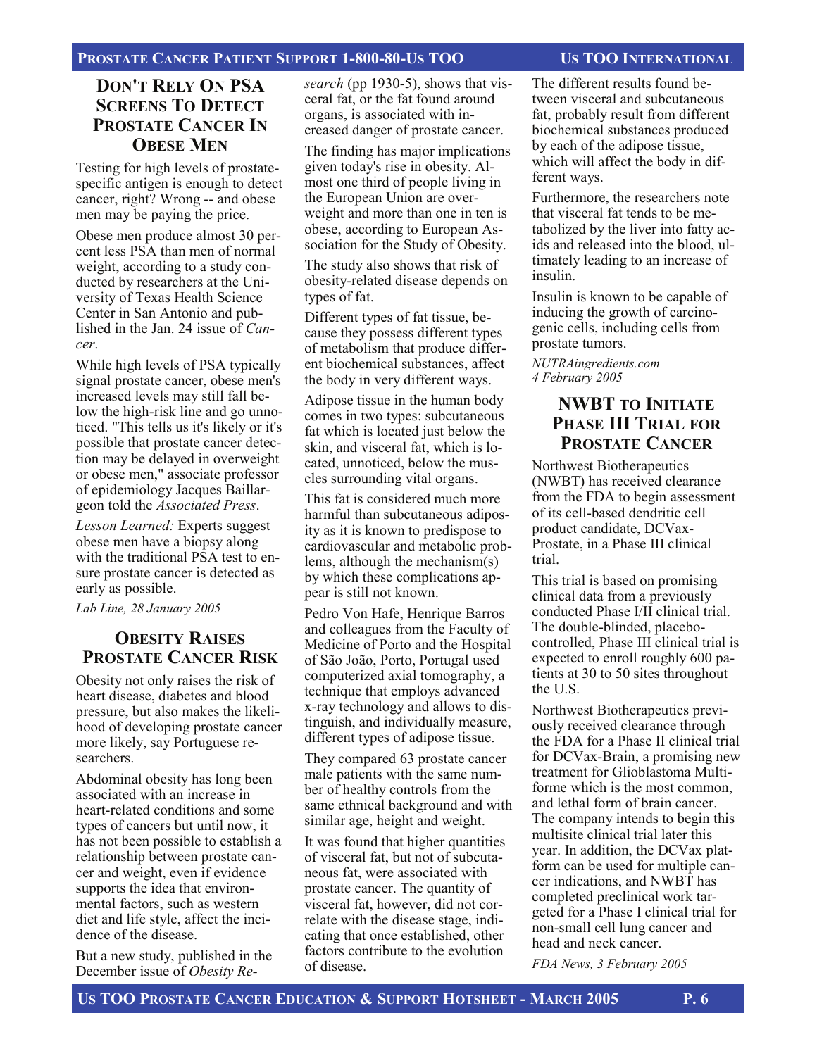## DON'T RELY ON PSA SCREENS TO DETECT PROSTATE CANCER IN OBESE MEN

Testing for high levels of prostate-specific antigen is enough to detect cancer, right? Wrong -- and obese men may be paying the price.

Obese men produce almost 30 percent less PSA than men of normal weight, according to a study conducted by researchers at the University of Texas Health Science Center in San Antonio and published in the Jan. 24 issue of *Cancer*.

While high levels of PSA typically signal prostate cancer, obese men's increased levels may still fall below the high-risk line and go unnoticed. "This tells us it's likely or it's possible that prostate cancer detection may be delayed in overweight or obese men," associate professor of epidemiology Jacques Baillargeon told the *Associated Press*.

*Lesson Learned:* Experts suggest obese men have a biopsy along with the traditional PSA test to ensure prostate cancer is detected as early as possible.

*Lab Line, 28 January 2005*

## OBESITY RAISES PROSTATE CANCER RISK

Obesity not only raises the risk of heart disease, diabetes and blood pressure, but also makes the likelihood of developing prostate cancer more likely, say Portuguese researchers.

Abdominal obesity has long been associated with an increase in heart-related conditions and some types of cancers but until now, it has not been possible to establish a relationship between prostate cancer and weight, even if evidence supports the idea that environmental factors, such as western diet and life style, affect the incidence of the disease.

But a new study, published in the December issue of *Obesity Research* (pp 1930-5), shows that visceral fat, or the fat found around organs, is associated with increased danger of prostate cancer.

The finding has major implications given today's rise in obesity. Almost one third of people living in the European Union are overweight and more than one in ten is obese, according to European Association for the Study of Obesity.

The study also shows that risk of obesity-related disease depends on types of fat.

Different types of fat tissue, because they possess different types of metabolism that produce different biochemical substances, affect the body in very different ways.

Adipose tissue in the human body comes in two types: subcutaneous fat which is located just below the skin, and visceral fat, which is located, unnoticed, below the muscles surrounding vital organs.

This fat is considered much more harmful than subcutaneous adiposity as it is known to predispose to cardiovascular and metabolic problems, although the mechanism(s) by which these complications appear is still not known.

Pedro Von Hafe, Henrique Barros and colleagues from the Faculty of Medicine of Porto and the Hospital of São João, Porto, Portugal used computerized axial tomography, a technique that employs advanced x-ray technology and allows to distinguish, and individually measure, different types of adipose tissue.

They compared 63 prostate cancer male patients with the same number of healthy controls from the same ethnical background and with similar age, height and weight.

It was found that higher quantities of visceral fat, but not of subcutaneous fat, were associated with prostate cancer. The quantity of visceral fat, however, did not correlate with the disease stage, indicating that once established, other factors contribute to the evolution of disease.

The different results found between visceral and subcutaneous fat, probably result from different biochemical substances produced by each of the adipose tissue, which will affect the body in different ways.

Furthermore, the researchers note that visceral fat tends to be metabolized by the liver into fatty acids and released into the blood, ultimately leading to an increase of insulin.

Insulin is known to be capable of inducing the growth of carcinogenic cells, including cells from prostate tumors.

*NUTRAingredients.com*
*4 February 2005*

## NWBT TO INITIATE PHASE III TRIAL FOR PROSTATE CANCER

Northwest Biotherapeutics (NWBT) has received clearance from the FDA to begin assessment of its cell-based dendritic cell product candidate, DCVax-Prostate, in a Phase III clinical trial.

This trial is based on promising clinical data from a previously conducted Phase I/II clinical trial. The double-blinded, placebo-controlled, Phase III clinical trial is expected to enroll roughly 600 patients at 30 to 50 sites throughout the U.S.

Northwest Biotherapeutics previously received clearance through the FDA for a Phase II clinical trial for DCVax-Brain, a promising new treatment for Glioblastoma Multiforme which is the most common, and lethal form of brain cancer. The company intends to begin this multisite clinical trial later this year. In addition, the DCVax platform can be used for multiple cancer indications, and NWBT has completed preclinical work targeted for a Phase I clinical trial for non-small cell lung cancer and head and neck cancer.

*FDA News, 3 February 2005*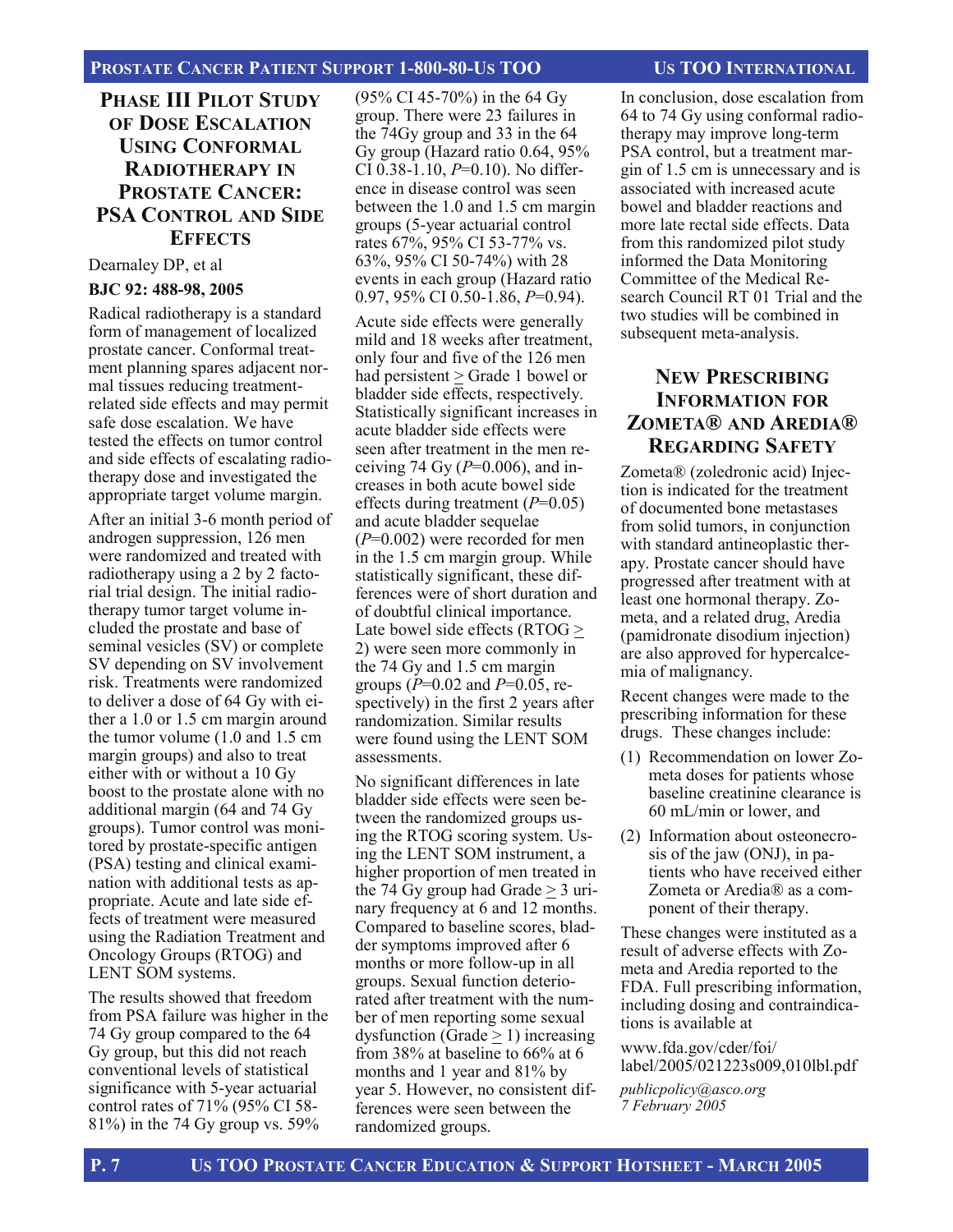## Phase III Pilot Study of Dose Escalation Using Conformal Radiotherapy in Prostate Cancer: PSA Control and Side Effects

Dearnaley DP, et al

**BJC 92: 488-98, 2005**

Radical radiotherapy is a standard form of management of localized prostate cancer. Conformal treatment planning spares adjacent normal tissues reducing treatment-related side effects and may permit safe dose escalation. We have tested the effects on tumor control and side effects of escalating radiotherapy dose and investigated the appropriate target volume margin.

After an initial 3-6 month period of androgen suppression, 126 men were randomized and treated with radiotherapy using a 2 by 2 factorial trial design. The initial radiotherapy tumor target volume included the prostate and base of seminal vesicles (SV) or complete SV depending on SV involvement risk. Treatments were randomized to deliver a dose of 64 Gy with either a 1.0 or 1.5 cm margin around the tumor volume (1.0 and 1.5 cm margin groups) and also to treat either with or without a 10 Gy boost to the prostate alone with no additional margin (64 and 74 Gy groups). Tumor control was monitored by prostate-specific antigen (PSA) testing and clinical examination with additional tests as appropriate. Acute and late side effects of treatment were measured using the Radiation Treatment and Oncology Groups (RTOG) and LENT SOM systems.

The results showed that freedom from PSA failure was higher in the 74 Gy group compared to the 64 Gy group, but this did not reach conventional levels of statistical significance with 5-year actuarial control rates of 71% (95% CI 58-81%) in the 74 Gy group vs. 59% (95% CI 45-70%) in the 64 Gy group. There were 23 failures in the 74Gy group and 33 in the 64 Gy group (Hazard ratio 0.64, 95% CI 0.38-1.10, *P*=0.10). No difference in disease control was seen between the 1.0 and 1.5 cm margin groups (5-year actuarial control rates 67%, 95% CI 53-77% vs. 63%, 95% CI 50-74%) with 28 events in each group (Hazard ratio 0.97, 95% CI 0.50-1.86, *P*=0.94).

Acute side effects were generally mild and 18 weeks after treatment, only four and five of the 126 men had persistent ≥ Grade 1 bowel or bladder side effects, respectively. Statistically significant increases in acute bladder side effects were seen after treatment in the men receiving 74 Gy (*P*=0.006), and increases in both acute bowel side effects during treatment (*P*=0.05) and acute bladder sequelae (*P*=0.002) were recorded for men in the 1.5 cm margin group. While statistically significant, these differences were of short duration and of doubtful clinical importance. Late bowel side effects (RTOG ≥ 2) were seen more commonly in the 74 Gy and 1.5 cm margin groups (*P*=0.02 and *P*=0.05, respectively) in the first 2 years after randomization. Similar results were found using the LENT SOM assessments.

No significant differences in late bladder side effects were seen between the randomized groups using the RTOG scoring system. Using the LENT SOM instrument, a higher proportion of men treated in the 74 Gy group had Grade ≥ 3 urinary frequency at 6 and 12 months. Compared to baseline scores, bladder symptoms improved after 6 months or more follow-up in all groups. Sexual function deteriorated after treatment with the number of men reporting some sexual dysfunction (Grade ≥ 1) increasing from 38% at baseline to 66% at 6 months and 1 year and 81% by year 5. However, no consistent differences were seen between the randomized groups.

In conclusion, dose escalation from 64 to 74 Gy using conformal radiotherapy may improve long-term PSA control, but a treatment margin of 1.5 cm is unnecessary and is associated with increased acute bowel and bladder reactions and more late rectal side effects. Data from this randomized pilot study informed the Data Monitoring Committee of the Medical Research Council RT 01 Trial and the two studies will be combined in subsequent meta-analysis.

## New Prescribing Information for Zometa® and Aredia® Regarding Safety

Zometa® (zoledronic acid) Injection is indicated for the treatment of documented bone metastases from solid tumors, in conjunction with standard antineoplastic therapy. Prostate cancer should have progressed after treatment with at least one hormonal therapy. Zometa, and a related drug, Aredia (pamidronate disodium injection) are also approved for hypercalcemia of malignancy.

Recent changes were made to the prescribing information for these drugs. These changes include:

(1) Recommendation on lower Zometa doses for patients whose baseline creatinine clearance is 60 mL/min or lower, and

(2) Information about osteonecrosis of the jaw (ONJ), in patients who have received either Zometa or Aredia® as a component of their therapy.

These changes were instituted as a result of adverse effects with Zometa and Aredia reported to the FDA. Full prescribing information, including dosing and contraindications is available at

www.fda.gov/cder/foi/label/2005/021223s009,010lbl.pdf

*publicpolicy@asco.org*
*7 February 2005*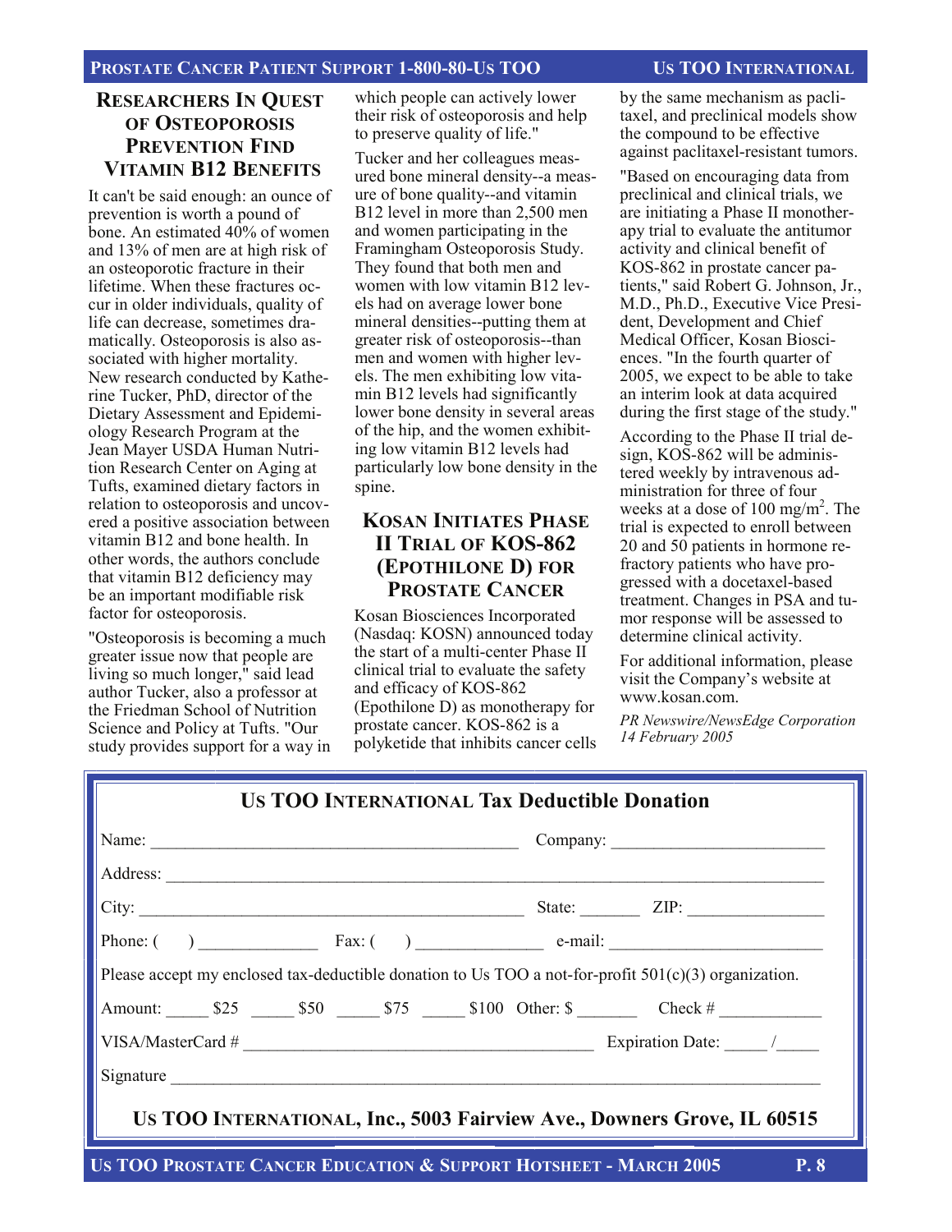## Researchers In Quest of Osteoporosis Prevention Find Vitamin B12 Benefits

It can't be said enough: an ounce of prevention is worth a pound of bone. An estimated 40% of women and 13% of men are at high risk of an osteoporotic fracture in their lifetime. When these fractures occur in older individuals, quality of life can decrease, sometimes dramatically. Osteoporosis is also associated with higher mortality. New research conducted by Katherine Tucker, PhD, director of the Dietary Assessment and Epidemiology Research Program at the Jean Mayer USDA Human Nutrition Research Center on Aging at Tufts, examined dietary factors in relation to osteoporosis and uncovered a positive association between vitamin B12 and bone health. In other words, the authors conclude that vitamin B12 deficiency may be an important modifiable risk factor for osteoporosis.

"Osteoporosis is becoming a much greater issue now that people are living so much longer," said lead author Tucker, also a professor at the Friedman School of Nutrition Science and Policy at Tufts. "Our study provides support for a way in which people can actively lower their risk of osteoporosis and help to preserve quality of life."

Tucker and her colleagues measured bone mineral density--a measure of bone quality--and vitamin B12 level in more than 2,500 men and women participating in the Framingham Osteoporosis Study. They found that both men and women with low vitamin B12 levels had on average lower bone mineral densities--putting them at greater risk of osteoporosis--than men and women with higher levels. The men exhibiting low vitamin B12 levels had significantly lower bone density in several areas of the hip, and the women exhibiting low vitamin B12 levels had particularly low bone density in the spine.

## Kosan Initiates Phase II Trial of KOS-862 (Epothilone D) for Prostate Cancer

Kosan Biosciences Incorporated (Nasdaq: KOSN) announced today the start of a multi-center Phase II clinical trial to evaluate the safety and efficacy of KOS-862 (Epothilone D) as monotherapy for prostate cancer. KOS-862 is a polyketide that inhibits cancer cells by the same mechanism as paclitaxel, and preclinical models show the compound to be effective against paclitaxel-resistant tumors.

"Based on encouraging data from preclinical and clinical trials, we are initiating a Phase II monotherapy trial to evaluate the antitumor activity and clinical benefit of KOS-862 in prostate cancer patients," said Robert G. Johnson, Jr., M.D., Ph.D., Executive Vice President, Development and Chief Medical Officer, Kosan Biosciences. "In the fourth quarter of 2005, we expect to be able to take an interim look at data acquired during the first stage of the study."

According to the Phase II trial design, KOS-862 will be administered weekly by intravenous administration for three of four weeks at a dose of 100 mg/m$^2$. The trial is expected to enroll between 20 and 50 patients in hormone refractory patients who have progressed with a docetaxel-based treatment. Changes in PSA and tumor response will be assessed to determine clinical activity.

For additional information, please visit the Company's website at www.kosan.com.

*PR Newswire/NewsEdge Corporation 14 February 2005*

---

### Us TOO International Tax Deductible Donation

Name: ______________________________ Company: ____________________

Address: ______________________________________________________

City: ______________________________ State: _______ ZIP: ______________

Phone: ( ) ____________ Fax: ( ) ____________ e-mail: ____________________

Please accept my enclosed tax-deductible donation to Us TOO a not-for-profit 501(c)(3) organization.

Amount: _____ $25 _____ $50 _____ $75 _____ $100 Other: $ _______ Check # ___________

VISA/MasterCard # ______________________________ Expiration Date: _____/_____

Signature ______________________________________________________

**Us TOO International, Inc., 5003 Fairview Ave., Downers Grove, IL 60515**